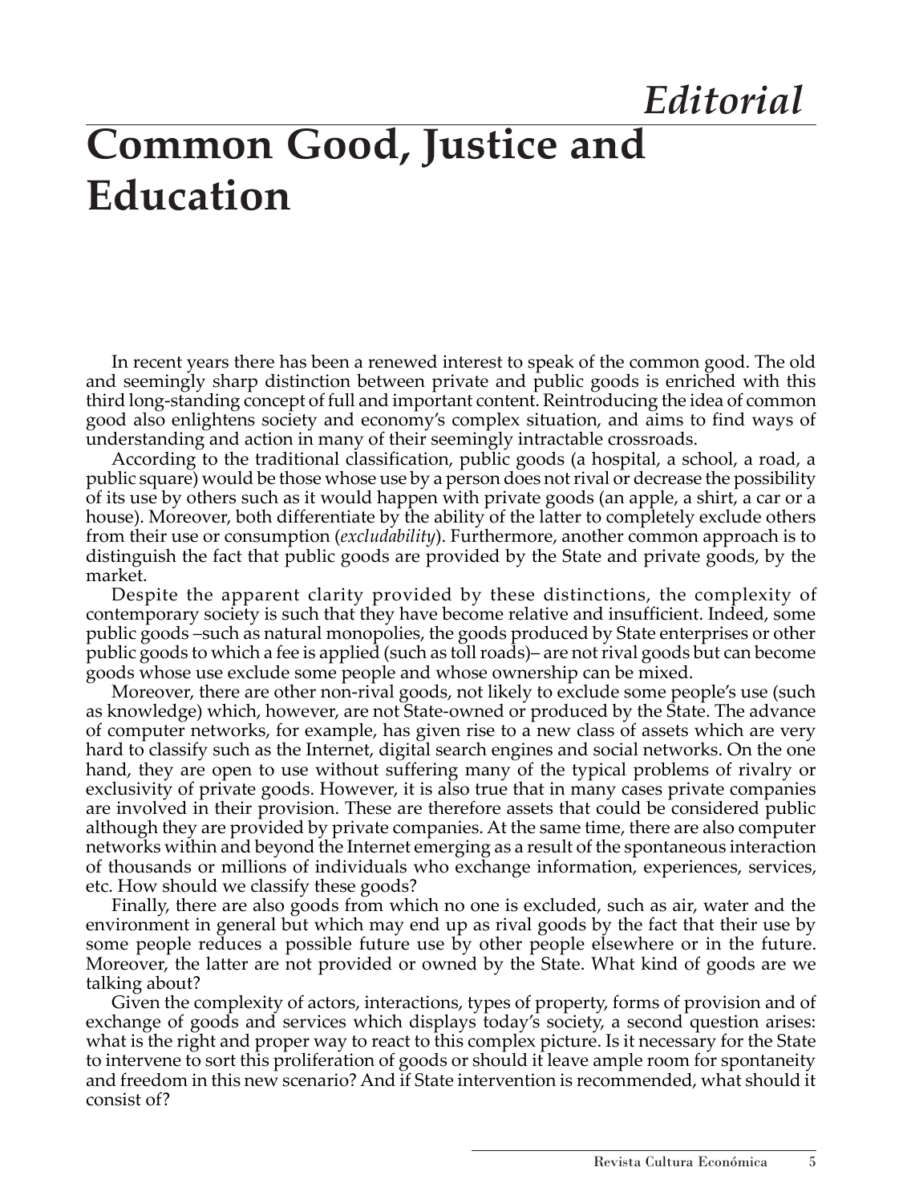*Editorial*

# Common Good, Justice and Education

In recent years there has been a renewed interest to speak of the common good. The old and seemingly sharp distinction between private and public goods is enriched with this third long-standing concept of full and important content. Reintroducing the idea of common good also enlightens society and economy's complex situation, and aims to find ways of understanding and action in many of their seemingly intractable crossroads.

According to the traditional classification, public goods (a hospital, a school, a road, a public square) would be those whose use by a person does not rival or decrease the possibility of its use by others such as it would happen with private goods (an apple, a shirt, a car or a house). Moreover, both differentiate by the ability of the latter to completely exclude others from their use or consumption (*excludability*). Furthermore, another common approach is to distinguish the fact that public goods are provided by the State and private goods, by the market.

Despite the apparent clarity provided by these distinctions, the complexity of contemporary society is such that they have become relative and insufficient. Indeed, some public goods –such as natural monopolies, the goods produced by State enterprises or other public goods to which a fee is applied (such as toll roads)– are not rival goods but can become goods whose use exclude some people and whose ownership can be mixed.

Moreover, there are other non-rival goods, not likely to exclude some people's use (such as knowledge) which, however, are not State-owned or produced by the State. The advance of computer networks, for example, has given rise to a new class of assets which are very hard to classify such as the Internet, digital search engines and social networks. On the one hand, they are open to use without suffering many of the typical problems of rivalry or exclusivity of private goods. However, it is also true that in many cases private companies are involved in their provision. These are therefore assets that could be considered public although they are provided by private companies. At the same time, there are also computer networks within and beyond the Internet emerging as a result of the spontaneous interaction of thousands or millions of individuals who exchange information, experiences, services, etc. How should we classify these goods?

Finally, there are also goods from which no one is excluded, such as air, water and the environment in general but which may end up as rival goods by the fact that their use by some people reduces a possible future use by other people elsewhere or in the future. Moreover, the latter are not provided or owned by the State. What kind of goods are we talking about?

Given the complexity of actors, interactions, types of property, forms of provision and of exchange of goods and services which displays today's society, a second question arises: what is the right and proper way to react to this complex picture. Is it necessary for the State to intervene to sort this proliferation of goods or should it leave ample room for spontaneity and freedom in this new scenario? And if State intervention is recommended, what should it consist of?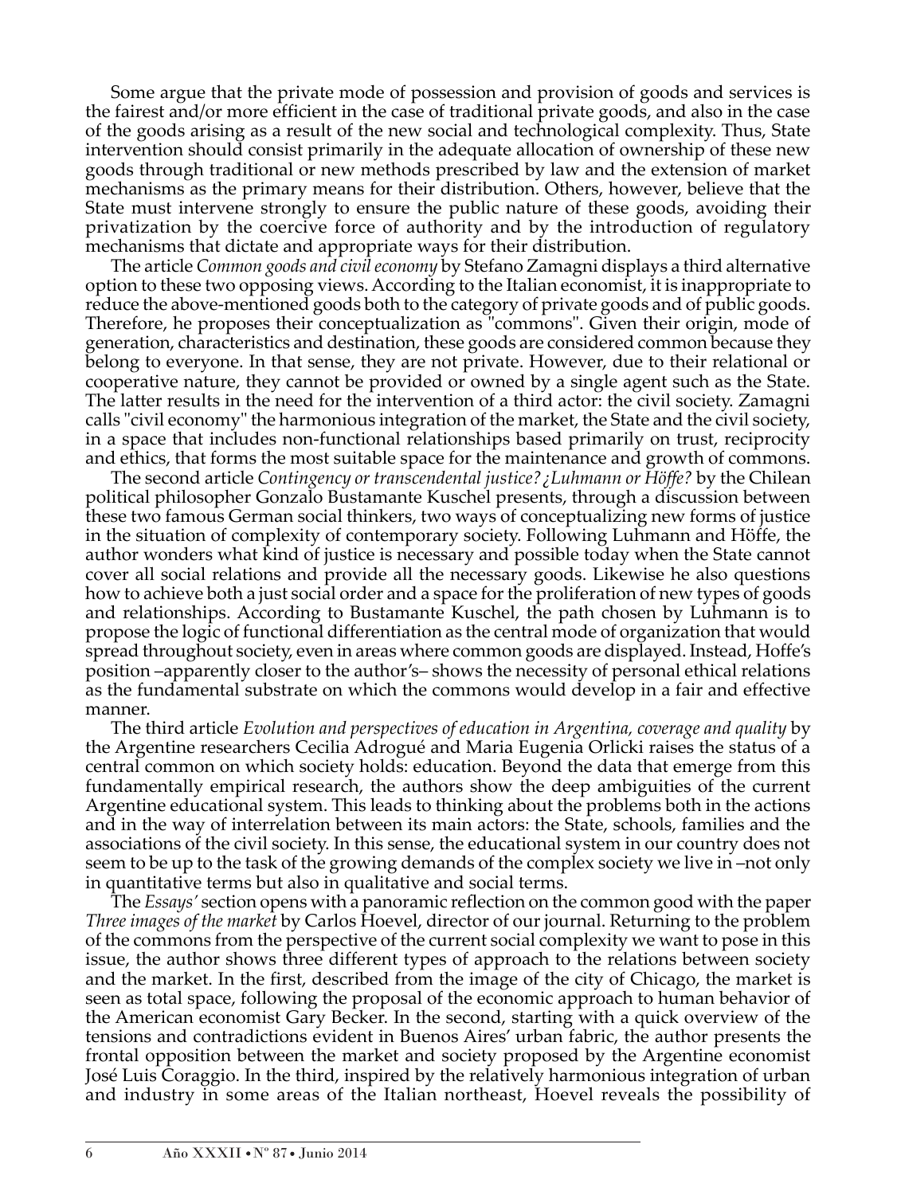Some argue that the private mode of possession and provision of goods and services is the fairest and/or more efficient in the case of traditional private goods, and also in the case of the goods arising as a result of the new social and technological complexity. Thus, State intervention should consist primarily in the adequate allocation of ownership of these new goods through traditional or new methods prescribed by law and the extension of market mechanisms as the primary means for their distribution. Others, however, believe that the State must intervene strongly to ensure the public nature of these goods, avoiding their privatization by the coercive force of authority and by the introduction of regulatory mechanisms that dictate and appropriate ways for their distribution.

The article *Common goods and civil economy* by Stefano Zamagni displays a third alternative option to these two opposing views. According to the Italian economist, it is inappropriate to reduce the above-mentioned goods both to the category of private goods and of public goods. Therefore, he proposes their conceptualization as "commons". Given their origin, mode of generation, characteristics and destination, these goods are considered common because they belong to everyone. In that sense, they are not private. However, due to their relational or cooperative nature, they cannot be provided or owned by a single agent such as the State. The latter results in the need for the intervention of a third actor: the civil society. Zamagni calls "civil economy" the harmonious integration of the market, the State and the civil society, in a space that includes non-functional relationships based primarily on trust, reciprocity and ethics, that forms the most suitable space for the maintenance and growth of commons.

The second article *Contingency or transcendental justice? ¿Luhmann or Höffe?* by the Chilean political philosopher Gonzalo Bustamante Kuschel presents, through a discussion between these two famous German social thinkers, two ways of conceptualizing new forms of justice in the situation of complexity of contemporary society. Following Luhmann and Höffe, the author wonders what kind of justice is necessary and possible today when the State cannot cover all social relations and provide all the necessary goods. Likewise he also questions how to achieve both a just social order and a space for the proliferation of new types of goods and relationships. According to Bustamante Kuschel, the path chosen by Luhmann is to propose the logic of functional differentiation as the central mode of organization that would spread throughout society, even in areas where common goods are displayed. Instead, Hoffe's position –apparently closer to the author's– shows the necessity of personal ethical relations as the fundamental substrate on which the commons would develop in a fair and effective manner.

The third article *Evolution and perspectives of education in Argentina, coverage and quality* by the Argentine researchers Cecilia Adrogué and Maria Eugenia Orlicki raises the status of a central common on which society holds: education. Beyond the data that emerge from this fundamentally empirical research, the authors show the deep ambiguities of the current Argentine educational system. This leads to thinking about the problems both in the actions and in the way of interrelation between its main actors: the State, schools, families and the associations of the civil society. In this sense, the educational system in our country does not seem to be up to the task of the growing demands of the complex society we live in –not only in quantitative terms but also in qualitative and social terms.

The *Essays'* section opens with a panoramic reflection on the common good with the paper *Three images of the market* by Carlos Hoevel, director of our journal. Returning to the problem of the commons from the perspective of the current social complexity we want to pose in this issue, the author shows three different types of approach to the relations between society and the market. In the first, described from the image of the city of Chicago, the market is seen as total space, following the proposal of the economic approach to human behavior of the American economist Gary Becker. In the second, starting with a quick overview of the tensions and contradictions evident in Buenos Aires' urban fabric, the author presents the frontal opposition between the market and society proposed by the Argentine economist José Luis Coraggio. In the third, inspired by the relatively harmonious integration of urban and industry in some areas of the Italian northeast, Hoevel reveals the possibility of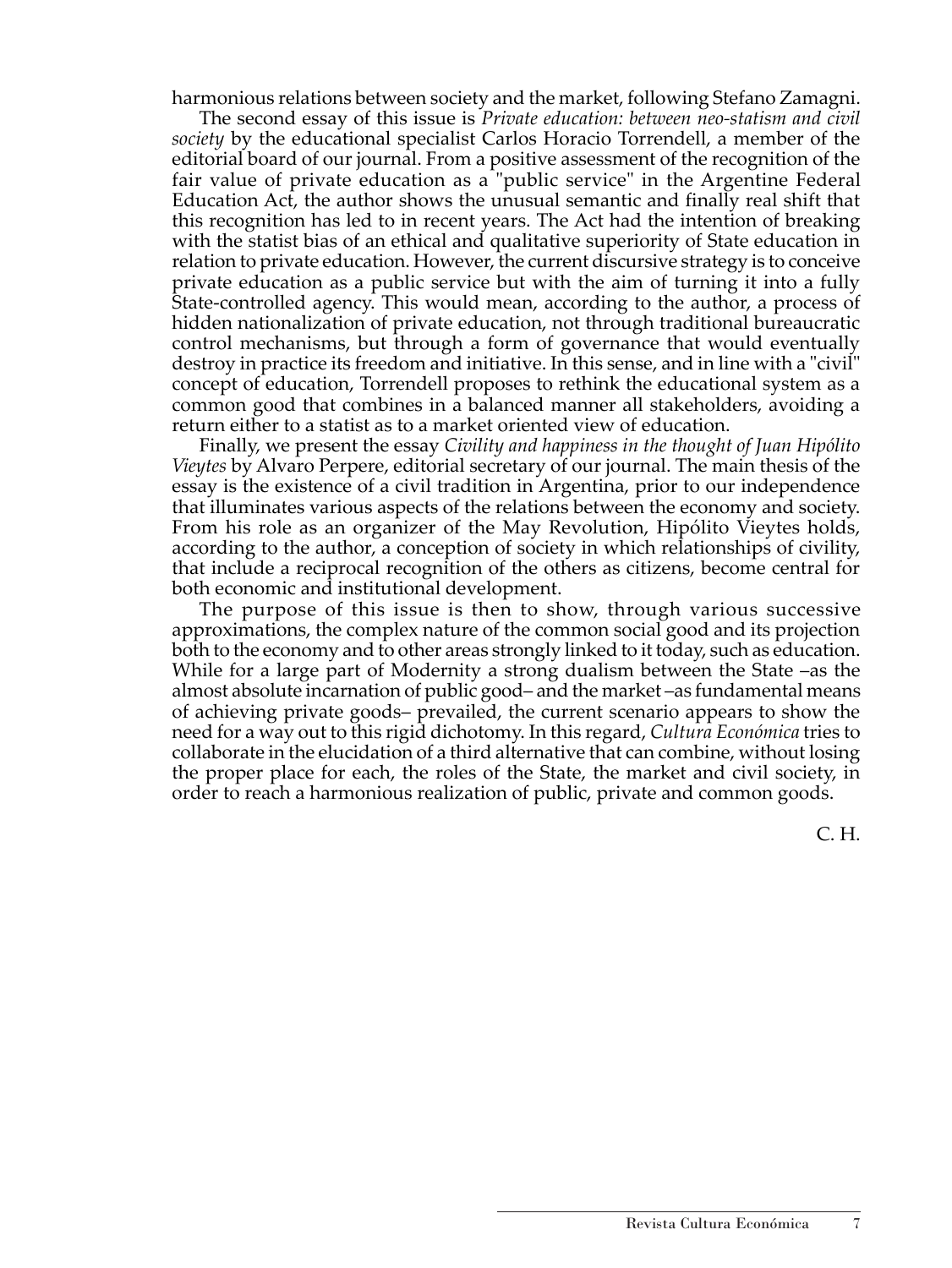harmonious relations between society and the market, following Stefano Zamagni.

The second essay of this issue is *Private education: between neo-statism and civil society* by the educational specialist Carlos Horacio Torrendell, a member of the editorial board of our journal. From a positive assessment of the recognition of the fair value of private education as a "public service" in the Argentine Federal Education Act, the author shows the unusual semantic and finally real shift that this recognition has led to in recent years. The Act had the intention of breaking with the statist bias of an ethical and qualitative superiority of State education in relation to private education. However, the current discursive strategy is to conceive private education as a public service but with the aim of turning it into a fully State-controlled agency. This would mean, according to the author, a process of hidden nationalization of private education, not through traditional bureaucratic control mechanisms, but through a form of governance that would eventually destroy in practice its freedom and initiative. In this sense, and in line with a "civil" concept of education, Torrendell proposes to rethink the educational system as a common good that combines in a balanced manner all stakeholders, avoiding a return either to a statist as to a market oriented view of education.

Finally, we present the essay *Civility and happiness in the thought of Juan Hipólito Vieytes* by Alvaro Perpere, editorial secretary of our journal. The main thesis of the essay is the existence of a civil tradition in Argentina, prior to our independence that illuminates various aspects of the relations between the economy and society. From his role as an organizer of the May Revolution, Hipólito Vieytes holds, according to the author, a conception of society in which relationships of civility, that include a reciprocal recognition of the others as citizens, become central for both economic and institutional development.

The purpose of this issue is then to show, through various successive approximations, the complex nature of the common social good and its projection both to the economy and to other areas strongly linked to it today, such as education. While for a large part of Modernity a strong dualism between the State –as the almost absolute incarnation of public good– and the market –as fundamental means of achieving private goods– prevailed, the current scenario appears to show the need for a way out to this rigid dichotomy. In this regard, *Cultura Económica* tries to collaborate in the elucidation of a third alternative that can combine, without losing the proper place for each, the roles of the State, the market and civil society, in order to reach a harmonious realization of public, private and common goods.

C. H.